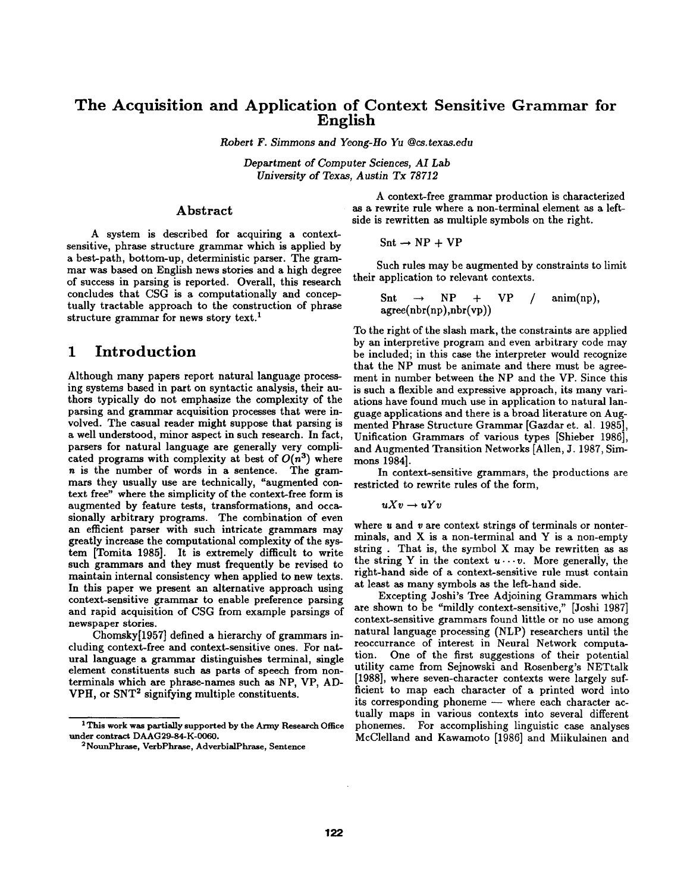# The Acquisition and Application of Context Sensitive Grammar for English

*Robert F. Simmons and Yeong-Ho Yu @cs.texas.edu*

*Department of Computer Sciences, AI Lab*
*University of Texas, Austin Tx 78712*

## Abstract

A system is described for acquiring a context-sensitive, phrase structure grammar which is applied by a best-path, bottom-up, deterministic parser. The grammar was based on English news stories and a high degree of success in parsing is reported. Overall, this research concludes that CSG is a computationally and conceptually tractable approach to the construction of phrase structure grammar for news story text.[1]

## 1 Introduction

Although many papers report natural language processing systems based in part on syntactic analysis, their authors typically do not emphasize the complexity of the parsing and grammar acquisition processes that were involved. The casual reader might suppose that parsing is a well understood, minor aspect in such research. In fact, parsers for natural language are generally very complicated programs with complexity at best of $O(n^3)$ where $n$ is the number of words in a sentence. The grammars they usually use are technically, "augmented context free" where the simplicity of the context-free form is augmented by feature tests, transformations, and occasionally arbitrary programs. The combination of even an efficient parser with such intricate grammars may greatly increase the computational complexity of the system [Tomita 1985]. It is extremely difficult to write such grammars and they must frequently be revised to maintain internal consistency when applied to new texts. In this paper we present an alternative approach using context-sensitive grammar to enable preference parsing and rapid acquisition of CSG from example parsings of newspaper stories.

Chomsky[1957] defined a hierarchy of grammars including context-free and context-sensitive ones. For natural language a grammar distinguishes terminal, single element constituents such as parts of speech from non-terminals which are phrase-names such as NP, VP, ADVPH, or SNT[2] signifying multiple constituents.

A context-free grammar production is characterized as a rewrite rule where a non-terminal element as a left-side is rewritten as multiple symbols on the right.

$$\text{Snt} \rightarrow \text{NP} + \text{VP}$$

Such rules may be augmented by constraints to limit their application to relevant contexts.

$$\text{Snt} \rightarrow \text{NP} + \text{VP} \ / \ \text{anim(np)}, \text{agree(nbr(np),nbr(vp))}$$

To the right of the slash mark, the constraints are applied by an interpretive program and even arbitrary code may be included; in this case the interpreter would recognize that the NP must be animate and there must be agreement in number between the NP and the VP. Since this is such a flexible and expressive approach, its many variations have found much use in application to natural language applications and there is a broad literature on Augmented Phrase Structure Grammar [Gazdar et. al. 1985], Unification Grammars of various types [Shieber 1986], and Augmented Transition Networks [Allen, J. 1987, Simmons 1984].

In context-sensitive grammars, the productions are restricted to rewrite rules of the form,

$$uXv \rightarrow uYv$$

where $u$ and $v$ are context strings of terminals or nonterminals, and X is a non-terminal and Y is a non-empty string . That is, the symbol X may be rewritten as as the string Y in the context $u \cdots v$. More generally, the right-hand side of a context-sensitive rule must contain at least as many symbols as the left-hand side.

Excepting Joshi's Tree Adjoining Grammars which are shown to be "mildly context-sensitive," [Joshi 1987] context-sensitive grammars found little or no use among natural language processing (NLP) researchers until the reoccurrance of interest in Neural Network computation. One of the first suggestions of their potential utility came from Sejnowski and Rosenberg's NETtalk [1988], where seven-character contexts were largely sufficient to map each character of a printed word into its corresponding phoneme — where each character actually maps in various contexts into several different phonemes. For accomplishing linguistic case analyses McClelland and Kawamoto [1986] and Miikulainen and

---

[1] This work was partially supported by the Army Research Office under contract DAAG29-84-K-0060.

[2] NounPhrase, VerbPhrase, AdverbialPhrase, Sentence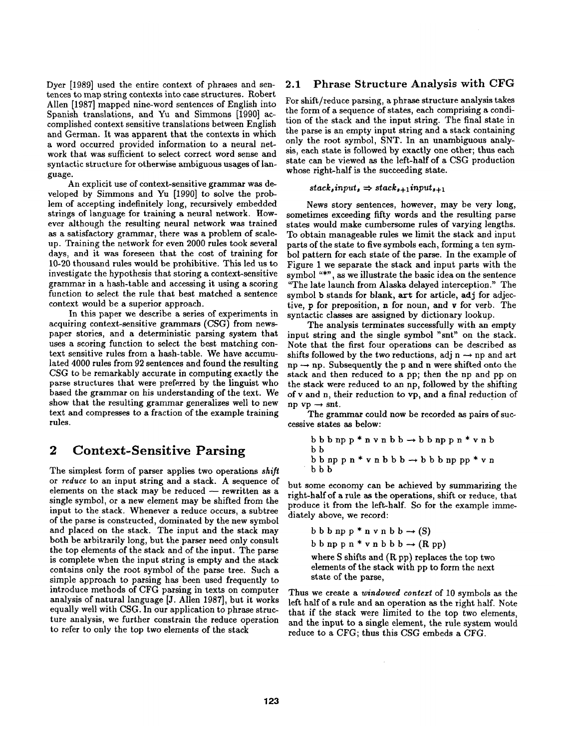Dyer [1989] used the entire context of phrases and sentences to map string contexts into case structures. Robert Allen [1987] mapped nine-word sentences of English into Spanish translations, and Yu and Simmons [1990] accomplished context sensitive translations between English and German. It was apparent that the contexts in which a word occurred provided information to a neural network that was sufficient to select correct word sense and syntactic structure for otherwise ambiguous usages of language.

An explicit use of context-sensitive grammar was developed by Simmons and Yu [1990] to solve the problem of accepting indefinitely long, recursively embedded strings of language for training a neural network. However although the resulting neural network was trained as a satisfactory grammar, there was a problem of scale-up. Training the network for even 2000 rules took several days, and it was foreseen that the cost of training for 10-20 thousand rules would be prohibitive. This led us to investigate the hypothesis that storing a context-sensitive grammar in a hash-table and accessing it using a scoring function to select the rule that best matched a sentence context would be a superior approach.

In this paper we describe a series of experiments in acquiring context-sensitive grammars (CSG) from newspaper stories, and a deterministic parsing system that uses a scoring function to select the best matching context sensitive rules from a hash-table. We have accumulated 4000 rules from 92 sentences and found the resulting CSG to be remarkably accurate in computing exactly the parse structures that were preferred by the linguist who based the grammar on his understanding of the text. We show that the resulting grammar generalizes well to new text and compresses to a fraction of the example training rules.

# 2 Context-Sensitive Parsing

The simplest form of parser applies two operations *shift* or *reduce* to an input string and a stack. A sequence of elements on the stack may be reduced — rewritten as a single symbol, or a new element may be shifted from the input to the stack. Whenever a reduce occurs, a subtree of the parse is constructed, dominated by the new symbol and placed on the stack. The input and the stack may both be arbitrarily long, but the parser need only consult the top elements of the stack and of the input. The parse is complete when the input string is empty and the stack contains only the root symbol of the parse tree. Such a simple approach to parsing has been used frequently to introduce methods of CFG parsing in texts on computer analysis of natural language [J. Allen 1987], but it works equally well with CSG. In our application to phrase structure analysis, we further constrain the reduce operation to refer to only the top two elements of the stack

## 2.1 Phrase Structure Analysis with CFG

For shift/reduce parsing, a phrase structure analysis takes the form of a sequence of states, each comprising a condition of the stack and the input string. The final state in the parse is an empty input string and a stack containing only the root symbol, SNT. In an unambiguous analysis, each state is followed by exactly one other; thus each state can be viewed as the left-half of a CSG production whose right-half is the succeeding state.

$$stack_s input_s \Rightarrow stack_{s+1} input_{s+1}$$

News story sentences, however, may be very long, sometimes exceeding fifty words and the resulting parse states would make cumbersome rules of varying lengths. To obtain manageable rules we limit the stack and input parts of the state to five symbols each, forming a ten symbol pattern for each state of the parse. In the example of Figure 1 we separate the stack and input parts with the symbol "*", as we illustrate the basic idea on the sentence "The late launch from Alaska delayed interception." The symbol **b** stands for blank, **art** for article, **adj** for adjective, **p** for preposition, **n** for noun, and **v** for verb. The syntactic classes are assigned by dictionary lookup.

The analysis terminates successfully with an empty input string and the single symbol "snt" on the stack. Note that the first four operations can be described as shifts followed by the two reductions, adj n → np and art np → np. Subsequently the p and n were shifted onto the stack and then reduced to a pp; then the np and pp on the stack were reduced to an np, followed by the shifting of v and n, their reduction to vp, and a final reduction of np vp → snt.

The grammar could now be recorded as pairs of successive states as below:

> b b b np p * n v n b b → b b np p n * v n b b
> b b np p n * v n b b b → b b b np pp * v n b b b

but some economy can be achieved by summarizing the right-half of a rule as the operations, shift or reduce, that produce it from the left-half. So for the example immediately above, we record:

> b b b np p * n v n b b → (S)
>
> b b np p n * v n b b b → (R pp)
>
> where S shifts and (R pp) replaces the top two elements of the stack with pp to form the next state of the parse,

Thus we create a *windowed context* of 10 symbols as the left half of a rule and an operation as the right half. Note that if the stack were limited to the top two elements, and the input to a single element, the rule system would reduce to a CFG; thus this CSG embeds a CFG.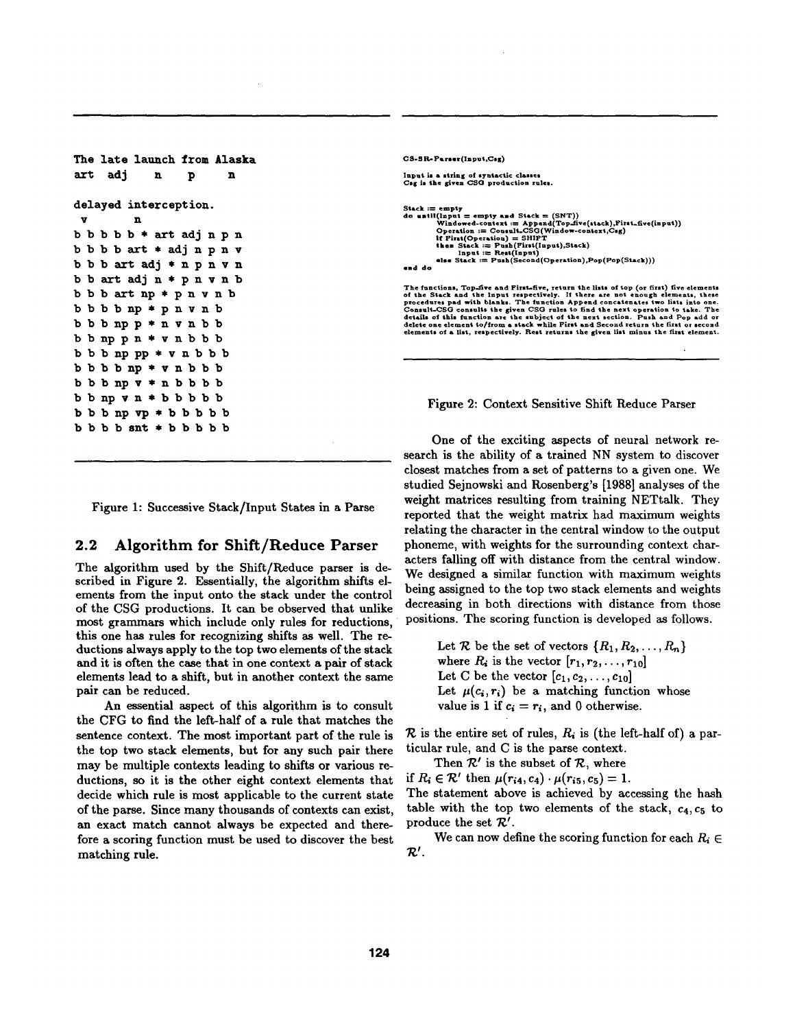```
The late launch from Alaska
art  adj   n    p    n

delayed interception.
 v        n
b b b b b * art adj n p n
b b b b art * adj n p n v
b b b art adj * n p n v n
b b art adj n * p n v n b
b b b art np * p n v n b
b b b b np * p n v n b
b b b np p * n v n b b
b b np p n * v n b b b
b b b np pp * v n b b b
b b b b np * v n b b b
b b b np v * n b b b b
b b np v n * b b b b b
b b b np vp * b b b b b
b b b b snt * b b b b b
```

Figure 1: Successive Stack/Input States in a Parse

## 2.2 Algorithm for Shift/Reduce Parser

The algorithm used by the Shift/Reduce parser is described in Figure 2. Essentially, the algorithm shifts elements from the input onto the stack under the control of the CSG productions. It can be observed that unlike most grammars which include only rules for reductions, this one has rules for recognizing shifts as well. The reductions always apply to the top two elements of the stack and it is often the case that in one context a pair of stack elements lead to a shift, but in another context the same pair can be reduced.

An essential aspect of this algorithm is to consult the CFG to find the left-half of a rule that matches the sentence context. The most important part of the rule is the top two stack elements, but for any such pair there may be multiple contexts leading to shifts or various reductions, so it is the other eight context elements that decide which rule is most applicable to the current state of the parse. Since many thousands of contexts can exist, an exact match cannot always be expected and therefore a scoring function must be used to discover the best matching rule.

```
CS-SR-Parser(Input,Csg)

Input is a string of syntactic classes
Csg is the given CSG production rules.

Stack := empty
do until(Input = empty and Stack = (SNT))
        Windowed-context := Append(Top-five(stack),First-five(input))
        Operation := Consult-CSG(Window-context,Csg)
        if First(Operation) = SHIFT
        then Stack := Push(First(Input),Stack)
             Input := Rest(Input)
        else Stack := Push(Second(Operation),Pop(Pop(Stack)))
end do
```

The functions, Top-five and First-five, return the lists of top (or first) five elements of the Stack and the Input respectively. If there are not enough elements, these procedures pad with blanks. The function Append concatenates two lists into one. Consult-CSG consults the given CSG rules to find the next operation to take. The details of this function are the subject of the next section. Push and Pop add or delete one element to/from a stack while First and Second return the first or second elements of a list, respectively. Rest returns the given list minus the first element.

Figure 2: Context Sensitive Shift Reduce Parser

One of the exciting aspects of neural network research is the ability of a trained NN system to discover closest matches from a set of patterns to a given one. We studied Sejnowski and Rosenberg's [1988] analyses of the weight matrices resulting from training NETtalk. They reported that the weight matrix had maximum weights relating the character in the central window to the output phoneme, with weights for the surrounding context characters falling off with distance from the central window. We designed a similar function with maximum weights being assigned to the top two stack elements and weights decreasing in both directions with distance from those positions. The scoring function is developed as follows.

> Let $\mathcal{R}$ be the set of vectors $\{R_1, R_2, \ldots, R_n\}$ where $R_i$ is the vector $[r_1, r_2, \ldots, r_{10}]$
> Let C be the vector $[c_1, c_2, \ldots, c_{10}]$
> Let $\mu(c_i, r_i)$ be a matching function whose value is 1 if $c_i = r_i$, and 0 otherwise.

$\mathcal{R}$ is the entire set of rules, $R_i$ is (the left-half of) a particular rule, and C is the parse context.

Then $\mathcal{R}'$ is the subset of $\mathcal{R}$, where if $R_i \in \mathcal{R}'$ then $\mu(r_{i4}, c_4) \cdot \mu(r_{i5}, c_5) = 1$.
The statement above is achieved by accessing the hash table with the top two elements of the stack, $c_4, c_5$ to produce the set $\mathcal{R}'$.

We can now define the scoring function for each $R_i \in \mathcal{R}'$.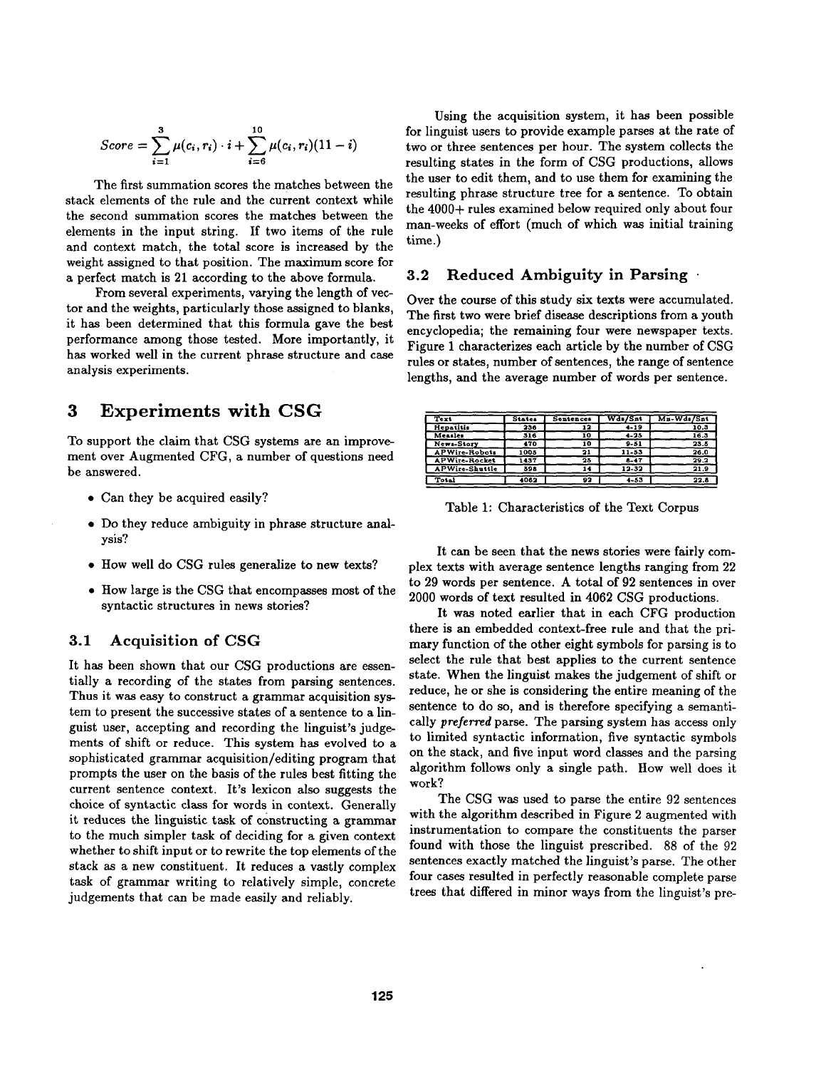$$Score = \sum_{i=1}^{3} \mu(c_i, r_i) \cdot i + \sum_{i=6}^{10} \mu(c_i, r_i)(11 - i)$$

The first summation scores the matches between the stack elements of the rule and the current context while the second summation scores the matches between the elements in the input string. If two items of the rule and context match, the total score is increased by the weight assigned to that position. The maximum score for a perfect match is 21 according to the above formula.

From several experiments, varying the length of vector and the weights, particularly those assigned to blanks, it has been determined that this formula gave the best performance among those tested. More importantly, it has worked well in the current phrase structure and case analysis experiments.

# 3 Experiments with CSG

To support the claim that CSG systems are an improvement over Augmented CFG, a number of questions need be answered.

- Can they be acquired easily?
- Do they reduce ambiguity in phrase structure analysis?
- How well do CSG rules generalize to new texts?
- How large is the CSG that encompasses most of the syntactic structures in news stories?

## 3.1 Acquisition of CSG

It has been shown that our CSG productions are essentially a recording of the states from parsing sentences. Thus it was easy to construct a grammar acquisition system to present the successive states of a sentence to a linguist user, accepting and recording the linguist's judgements of shift or reduce. This system has evolved to a sophisticated grammar acquisition/editing program that prompts the user on the basis of the rules best fitting the current sentence context. It's lexicon also suggests the choice of syntactic class for words in context. Generally it reduces the linguistic task of constructing a grammar to the much simpler task of deciding for a given context whether to shift input or to rewrite the top elements of the stack as a new constituent. It reduces a vastly complex task of grammar writing to relatively simple, concrete judgements that can be made easily and reliably.

Using the acquisition system, it has been possible for linguist users to provide example parses at the rate of two or three sentences per hour. The system collects the resulting states in the form of CSG productions, allows the user to edit them, and to use them for examining the resulting phrase structure tree for a sentence. To obtain the 4000+ rules examined below required only about four man-weeks of effort (much of which was initial training time.)

## 3.2 Reduced Ambiguity in Parsing

Over the course of this study six texts were accumulated. The first two were brief disease descriptions from a youth encyclopedia; the remaining four were newspaper texts. Figure 1 characterizes each article by the number of CSG rules or states, number of sentences, the range of sentence lengths, and the average number of words per sentence.

| Text | States | Sentences | Wds/Snt | Mn-Wds/Snt |
|---|---|---|---|---|
| Hepatitis | 236 | 12 | 4-19 | 10.3 |
| Measles | 316 | 10 | 4-25 | 16.3 |
| News-Story | 470 | 10 | 9-51 | 23.5 |
| APWire-Robots | 1005 | 21 | 11-53 | 26.0 |
| APWire-Rocket | 1437 | 25 | 8-47 | 29.2 |
| APWire-Shuttle | 598 | 14 | 12-32 | 21.9 |
| Total | 4062 | 92 | 4-53 | 22.8 |

Table 1: Characteristics of the Text Corpus

It can be seen that the news stories were fairly complex texts with average sentence lengths ranging from 22 to 29 words per sentence. A total of 92 sentences in over 2000 words of text resulted in 4062 CSG productions.

It was noted earlier that in each CFG production there is an embedded context-free rule and that the primary function of the other eight symbols for parsing is to select the rule that best applies to the current sentence state. When the linguist makes the judgement of shift or reduce, he or she is considering the entire meaning of the sentence to do so, and is therefore specifying a semantically *preferred* parse. The parsing system has access only to limited syntactic information, five syntactic symbols on the stack, and five input word classes and the parsing algorithm follows only a single path. How well does it work?

The CSG was used to parse the entire 92 sentences with the algorithm described in Figure 2 augmented with instrumentation to compare the constituents the parser found with those the linguist prescribed. 88 of the 92 sentences exactly matched the linguist's parse. The other four cases resulted in perfectly reasonable complete parse trees that differed in minor ways from the linguist's pre-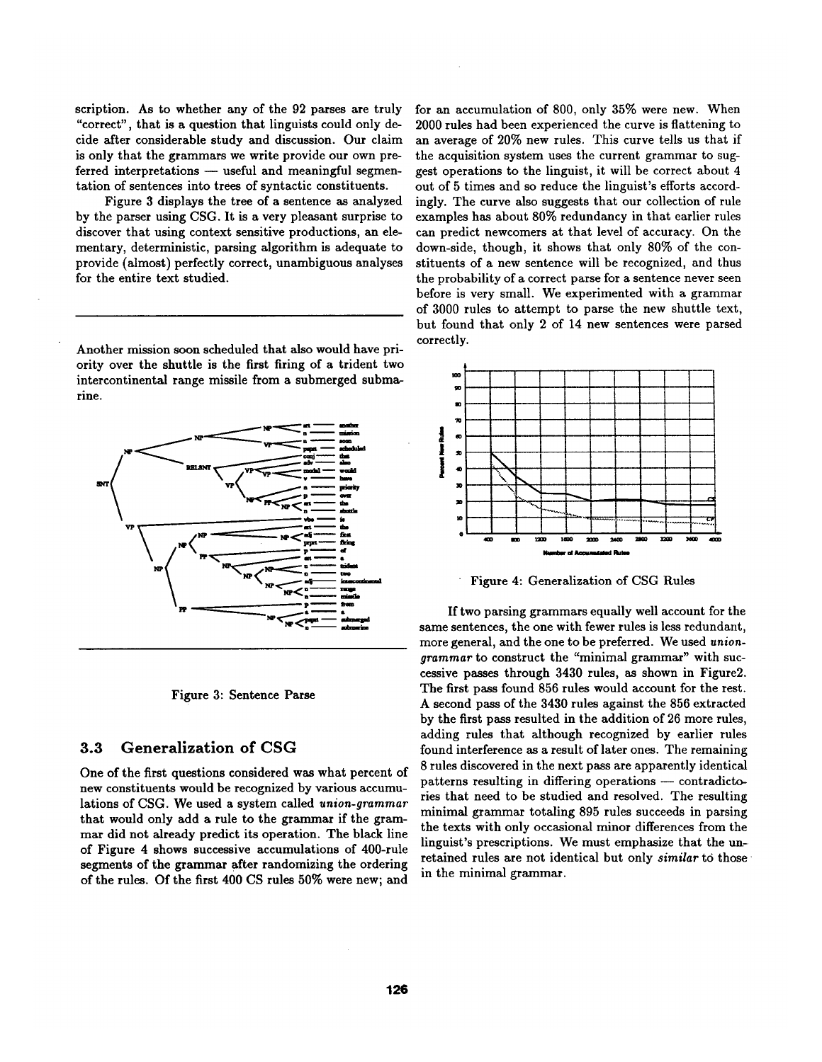scription. As to whether any of the 92 parses are truly "correct", that is a question that linguists could only decide after considerable study and discussion. Our claim is only that the grammars we write provide our own preferred interpretations — useful and meaningful segmentation of sentences into trees of syntactic constituents.

Figure 3 displays the tree of a sentence as analyzed by the parser using CSG. It is a very pleasant surprise to discover that using context sensitive productions, an elementary, deterministic, parsing algorithm is adequate to provide (almost) perfectly correct, unambiguous analyses for the entire text studied.

Another mission soon scheduled that also would have priority over the shuttle is the first firing of a trident two intercontinental range missile from a submerged submarine.

Figure 3: Sentence Parse

## 3.3 Generalization of CSG

One of the first questions considered was what percent of new constituents would be recognized by various accumulations of CSG. We used a system called *union-grammar* that would only add a rule to the grammar if the grammar did not already predict its operation. The black line of Figure 4 shows successive accumulations of 400-rule segments of the grammar after randomizing the ordering of the rules. Of the first 400 CS rules 50% were new; and for an accumulation of 800, only 35% were new. When 2000 rules had been experienced the curve is flattening to an average of 20% new rules. This curve tells us that if the acquisition system uses the current grammar to suggest operations to the linguist, it will be correct about 4 out of 5 times and so reduce the linguist's efforts accordingly. The curve also suggests that our collection of rule examples has about 80% redundancy in that earlier rules can predict newcomers at that level of accuracy. On the down-side, though, it shows that only 80% of the constituents of a new sentence will be recognized, and thus the probability of a correct parse for a sentence never seen before is very small. We experimented with a grammar of 3000 rules to attempt to parse the new shuttle text, but found that only 2 of 14 new sentences were parsed correctly.

Figure 4: Generalization of CSG Rules

If two parsing grammars equally well account for the same sentences, the one with fewer rules is less redundant, more general, and the one to be preferred. We used *union-grammar* to construct the "minimal grammar" with successive passes through 3430 rules, as shown in Figure2. The first pass found 856 rules would account for the rest. A second pass of the 3430 rules against the 856 extracted by the first pass resulted in the addition of 26 more rules, adding rules that although recognized by earlier rules found interference as a result of later ones. The remaining 8 rules discovered in the next pass are apparently identical patterns resulting in differing operations — contradictories that need to be studied and resolved. The resulting minimal grammar totaling 895 rules succeeds in parsing the texts with only occasional minor differences from the linguist's prescriptions. We must emphasize that the unretained rules are not identical but only *similar* to those in the minimal grammar.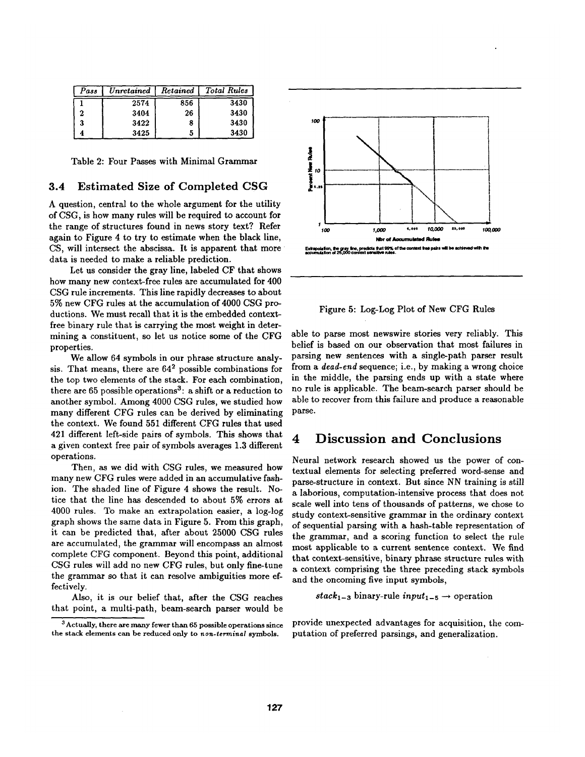| Pass | Unretained | Retained | Total Rules |
|---|---|---|---|
| 1 | 2574 | 856 | 3430 |
| 2 | 3404 | 26 | 3430 |
| 3 | 3422 | 8 | 3430 |
| 4 | 3425 | 5 | 3430 |

Table 2: Four Passes with Minimal Grammar

### 3.4 Estimated Size of Completed CSG

A question, central to the whole argument for the utility of CSG, is how many rules will be required to account for the range of structures found in news story text? Refer again to Figure 4 to try to estimate when the black line, CS, will intersect the abscissa. It is apparent that more data is needed to make a reliable prediction.

Let us consider the gray line, labeled CF that shows how many new context-free rules are accumulated for 400 CSG rule increments. This line rapidly decreases to about 5% new CFG rules at the accumulation of 4000 CSG productions. We must recall that it is the embedded context-free binary rule that is carrying the most weight in determining a constituent, so let us notice some of the CFG properties.

We allow 64 symbols in our phrase structure analysis. That means, there are $64^2$ possible combinations for the top two elements of the stack. For each combination, there are 65 possible operations[3]: a shift or a reduction to another symbol. Among 4000 CSG rules, we studied how many different CFG rules can be derived by eliminating the context. We found 551 different CFG rules that used 421 different left-side pairs of symbols. This shows that a given context free pair of symbols averages 1.3 different operations.

Then, as we did with CSG rules, we measured how many new CFG rules were added in an accumulative fashion. The shaded line of Figure 4 shows the result. Notice that the line has descended to about 5% errors at 4000 rules. To make an extrapolation easier, a log-log graph shows the same data in Figure 5. From this graph, it can be predicted that, after about 25000 CSG rules are accumulated, the grammar will encompass an almost complete CFG component. Beyond this point, additional CSG rules will add no new CFG rules, but only fine-tune the grammar so that it can resolve ambiguities more effectively.

Also, it is our belief that, after the CSG reaches that point, a multi-path, beam-search parser would be able to parse most newswire stories very reliably. This belief is based on our observation that most failures in parsing new sentences with a single-path parser result from a *dead-end* sequence; i.e., by making a wrong choice in the middle, the parsing ends up with a state where no rule is applicable. The beam-search parser should be able to recover from this failure and produce a reasonable parse.

[3] Actually, there are many fewer than 65 possible operations since the stack elements can be reduced only to *non-terminal* symbols.

Extrapolation, the gray line, predicts that 99% of the context free pairs will be achieved with the accumulation of 25,000 context sensitive rules.

Figure 5: Log-Log Plot of New CFG Rules

## 4 Discussion and Conclusions

Neural network research showed us the power of contextual elements for selecting preferred word-sense and parse-structure in context. But since NN training is still a laborious, computation-intensive process that does not scale well into tens of thousands of patterns, we chose to study context-sensitive grammar in the ordinary context of sequential parsing with a hash-table representation of the grammar, and a scoring function to select the rule most applicable to a current sentence context. We find that context-sensitive, binary phrase structure rules with a context comprising the three preceding stack symbols and the oncoming five input symbols,

$$stack_{1-3} \text{ binary-rule } input_{1-5} \rightarrow \text{operation}$$

provide unexpected advantages for acquisition, the computation of preferred parsings, and generalization.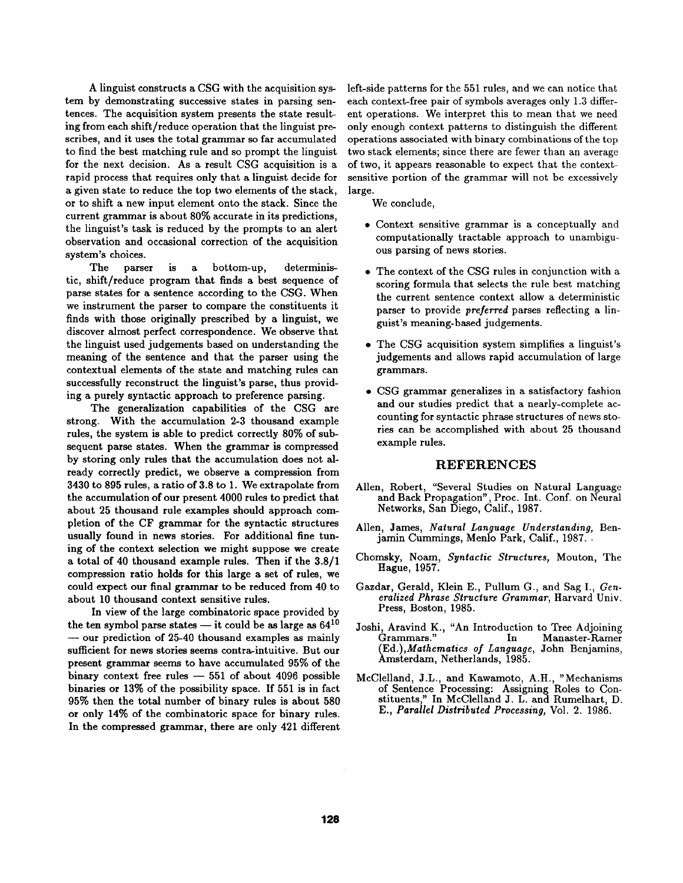A linguist constructs a CSG with the acquisition system by demonstrating successive states in parsing sentences. The acquisition system presents the state resulting from each shift/reduce operation that the linguist prescribes, and it uses the total grammar so far accumulated to find the best matching rule and so prompt the linguist for the next decision. As a result CSG acquisition is a rapid process that requires only that a linguist decide for a given state to reduce the top two elements of the stack, or to shift a new input element onto the stack. Since the current grammar is about 80% accurate in its predictions, the linguist's task is reduced by the prompts to an alert observation and occasional correction of the acquisition system's choices.

The parser is a bottom-up, deterministic, shift/reduce program that finds a best sequence of parse states for a sentence according to the CSG. When we instrument the parser to compare the constituents it finds with those originally prescribed by a linguist, we discover almost perfect correspondence. We observe that the linguist used judgements based on understanding the meaning of the sentence and that the parser using the contextual elements of the state and matching rules can successfully reconstruct the linguist's parse, thus providing a purely syntactic approach to preference parsing.

The generalization capabilities of the CSG are strong. With the accumulation 2-3 thousand example rules, the system is able to predict correctly 80% of subsequent parse states. When the grammar is compressed by storing only rules that the accumulation does not already correctly predict, we observe a compression from 3430 to 895 rules, a ratio of 3.8 to 1. We extrapolate from the accumulation of our present 4000 rules to predict that about 25 thousand rule examples should approach completion of the CF grammar for the syntactic structures usually found in news stories. For additional fine tuning of the context selection we might suppose we create a total of 40 thousand example rules. Then if the 3.8/1 compression ratio holds for this large a set of rules, we could expect our final grammar to be reduced from 40 to about 10 thousand context sensitive rules.

In view of the large combinatoric space provided by the ten symbol parse states — it could be as large as $64^{10}$ — our prediction of 25-40 thousand examples as mainly sufficient for news stories seems contra-intuitive. But our present grammar seems to have accumulated 95% of the binary context free rules — 551 of about 4096 possible binaries or 13% of the possibility space. If 551 is in fact 95% then the total number of binary rules is about 580 or only 14% of the combinatoric space for binary rules. In the compressed grammar, there are only 421 different left-side patterns for the 551 rules, and we can notice that each context-free pair of symbols averages only 1.3 different operations. We interpret this to mean that we need only enough context patterns to distinguish the different operations associated with binary combinations of the top two stack elements; since there are fewer than an average of two, it appears reasonable to expect that the context-sensitive portion of the grammar will not be excessively large.

We conclude,

- Context sensitive grammar is a conceptually and computationally tractable approach to unambiguous parsing of news stories.
- The context of the CSG rules in conjunction with a scoring formula that selects the rule best matching the current sentence context allow a deterministic parser to provide *preferred* parses reflecting a linguist's meaning-based judgements.
- The CSG acquisition system simplifies a linguist's judgements and allows rapid accumulation of large grammars.
- CSG grammar generalizes in a satisfactory fashion and our studies predict that a nearly-complete accounting for syntactic phrase structures of news stories can be accomplished with about 25 thousand example rules.

## REFERENCES

Allen, Robert, "Several Studies on Natural Language and Back Propagation", Proc. Int. Conf. on Neural Networks, San Diego, Calif., 1987.

Allen, James, *Natural Language Understanding,* Benjamin Cummings, Menlo Park, Calif., 1987.

Chomsky, Noam, *Syntactic Structures,* Mouton, The Hague, 1957.

Gazdar, Gerald, Klein E., Pullum G., and Sag I., *Generalized Phrase Structure Grammar*, Harvard Univ. Press, Boston, 1985.

Joshi, Aravind K., "An Introduction to Tree Adjoining Grammars." In Manaster-Ramer (Ed.),*Mathematics of Language*, John Benjamins, Amsterdam, Netherlands, 1985.

McClelland, J.L., and Kawamoto, A.H., "Mechanisms of Sentence Processing: Assigning Roles to Constituents," In McClelland J. L. and Rumelhart, D. E., *Parallel Distributed Processing,* Vol. 2. 1986.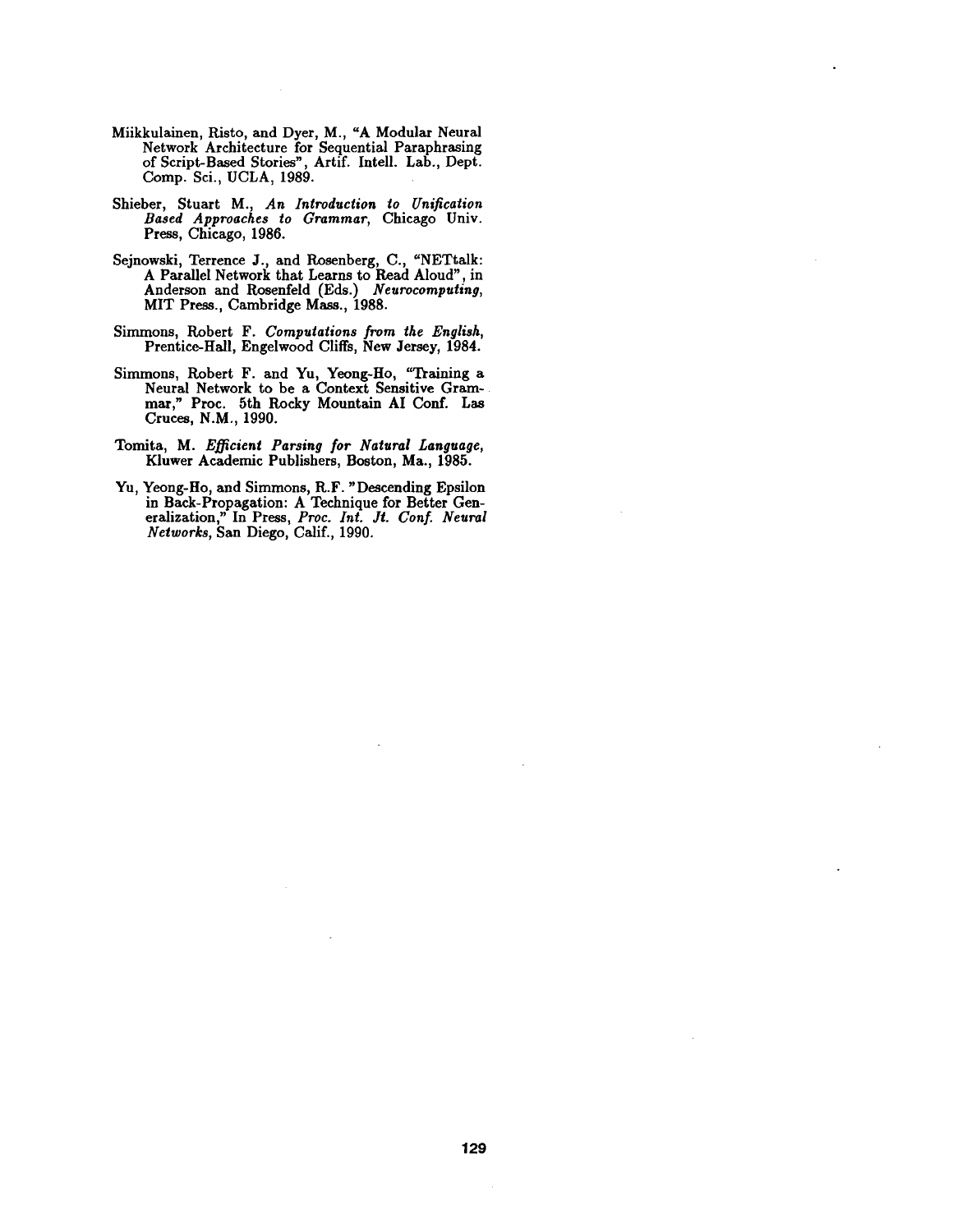Miikkulainen, Risto, and Dyer, M., "A Modular Neural Network Architecture for Sequential Paraphrasing of Script-Based Stories", Artif. Intell. Lab., Dept. Comp. Sci., UCLA, 1989.

Shieber, Stuart M., *An Introduction to Unification Based Approaches to Grammar*, Chicago Univ. Press, Chicago, 1986.

Sejnowski, Terrence J., and Rosenberg, C., "NETtalk: A Parallel Network that Learns to Read Aloud", in Anderson and Rosenfeld (Eds.) *Neurocomputing*, MIT Press., Cambridge Mass., 1988.

Simmons, Robert F. *Computations from the English*, Prentice-Hall, Engelwood Cliffs, New Jersey, 1984.

Simmons, Robert F. and Yu, Yeong-Ho, "Training a Neural Network to be a Context Sensitive Grammar," Proc. 5th Rocky Mountain AI Conf. Las Cruces, N.M., 1990.

Tomita, M. *Efficient Parsing for Natural Language*, Kluwer Academic Publishers, Boston, Ma., 1985.

Yu, Yeong-Ho, and Simmons, R.F. "Descending Epsilon in Back-Propagation: A Technique for Better Generalization," In Press, *Proc. Int. Jt. Conf. Neural Networks*, San Diego, Calif., 1990.